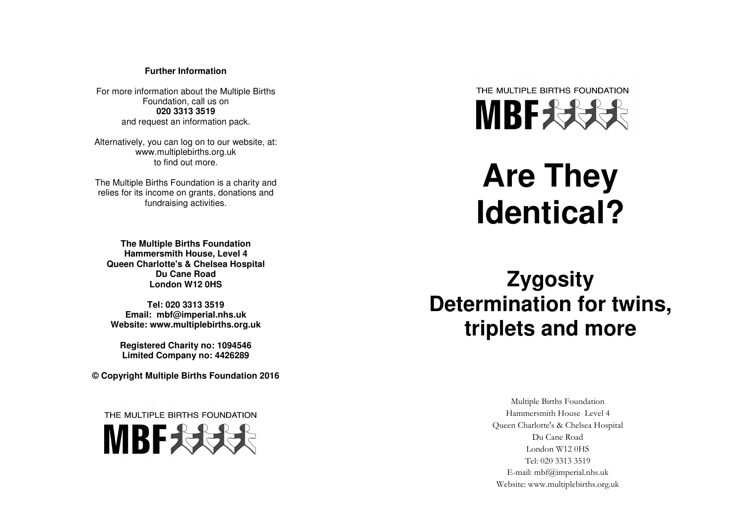**Further Information**

For more information about the Multiple Births Foundation, call us on
**020 3313 3519**
and request an information pack.

Alternatively, you can log on to our website, at:
www.multiplebirths.org.uk
to find out more.

The Multiple Births Foundation is a charity and relies for its income on grants, donations and fundraising activities.

**The Multiple Births Foundation**
**Hammersmith House, Level 4**
**Queen Charlotte's & Chelsea Hospital**
**Du Cane Road**
**London W12 0HS**

**Tel: 020 3313 3519**
**Email: mbf@imperial.nhs.uk**
**Website: www.multiplebirths.org.uk**

**Registered Charity no: 1094546**
**Limited Company no: 4426289**

**© Copyright Multiple Births Foundation 2016**

THE MULTIPLE BIRTHS FOUNDATION
MBF

THE MULTIPLE BIRTHS FOUNDATION
MBF

# Are They Identical?

## Zygosity Determination for twins, triplets and more

Multiple Births Foundation
Hammersmith House Level 4
Queen Charlotte's & Chelsea Hospital
Du Cane Road
London W12 0HS
Tel: 020 3313 3519
E-mail: mbf@imperial.nhs.uk
Website: www.multiplebirths.org.uk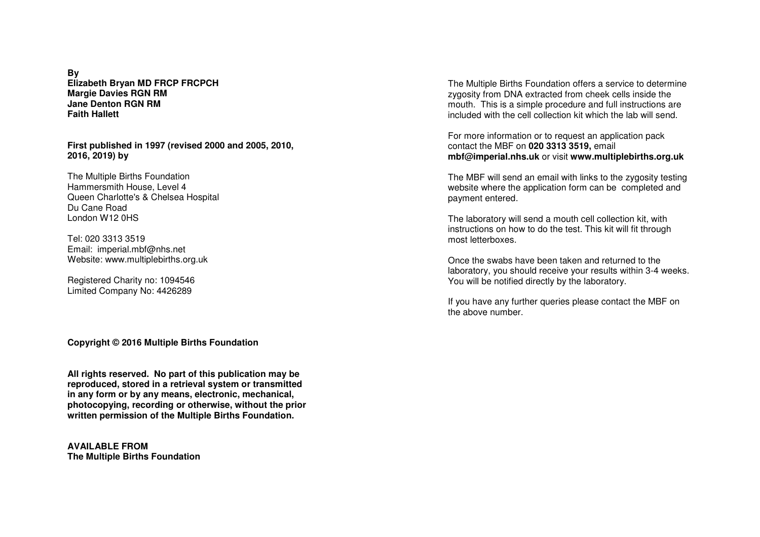**By**
**Elizabeth Bryan MD FRCP FRCPCH**
**Margie Davies RGN RM**
**Jane Denton RGN RM**
**Faith Hallett**

**First published in 1997 (revised 2000 and 2005, 2010, 2016, 2019) by**

The Multiple Births Foundation
Hammersmith House, Level 4
Queen Charlotte's & Chelsea Hospital
Du Cane Road
London W12 0HS

Tel: 020 3313 3519
Email: imperial.mbf@nhs.net
Website: www.multiplebirths.org.uk

Registered Charity no: 1094546
Limited Company No: 4426289

**Copyright © 2016 Multiple Births Foundation**

**All rights reserved. No part of this publication may be reproduced, stored in a retrieval system or transmitted in any form or by any means, electronic, mechanical, photocopying, recording or otherwise, without the prior written permission of the Multiple Births Foundation.**

**AVAILABLE FROM**
**The Multiple Births Foundation**

The Multiple Births Foundation offers a service to determine zygosity from DNA extracted from cheek cells inside the mouth. This is a simple procedure and full instructions are included with the cell collection kit which the lab will send.

For more information or to request an application pack contact the MBF on **020 3313 3519,** email **mbf@imperial.nhs.uk** or visit **www.multiplebirths.org.uk**

The MBF will send an email with links to the zygosity testing website where the application form can be completed and payment entered.

The laboratory will send a mouth cell collection kit, with instructions on how to do the test. This kit will fit through most letterboxes.

Once the swabs have been taken and returned to the laboratory, you should receive your results within 3-4 weeks. You will be notified directly by the laboratory.

If you have any further queries please contact the MBF on the above number.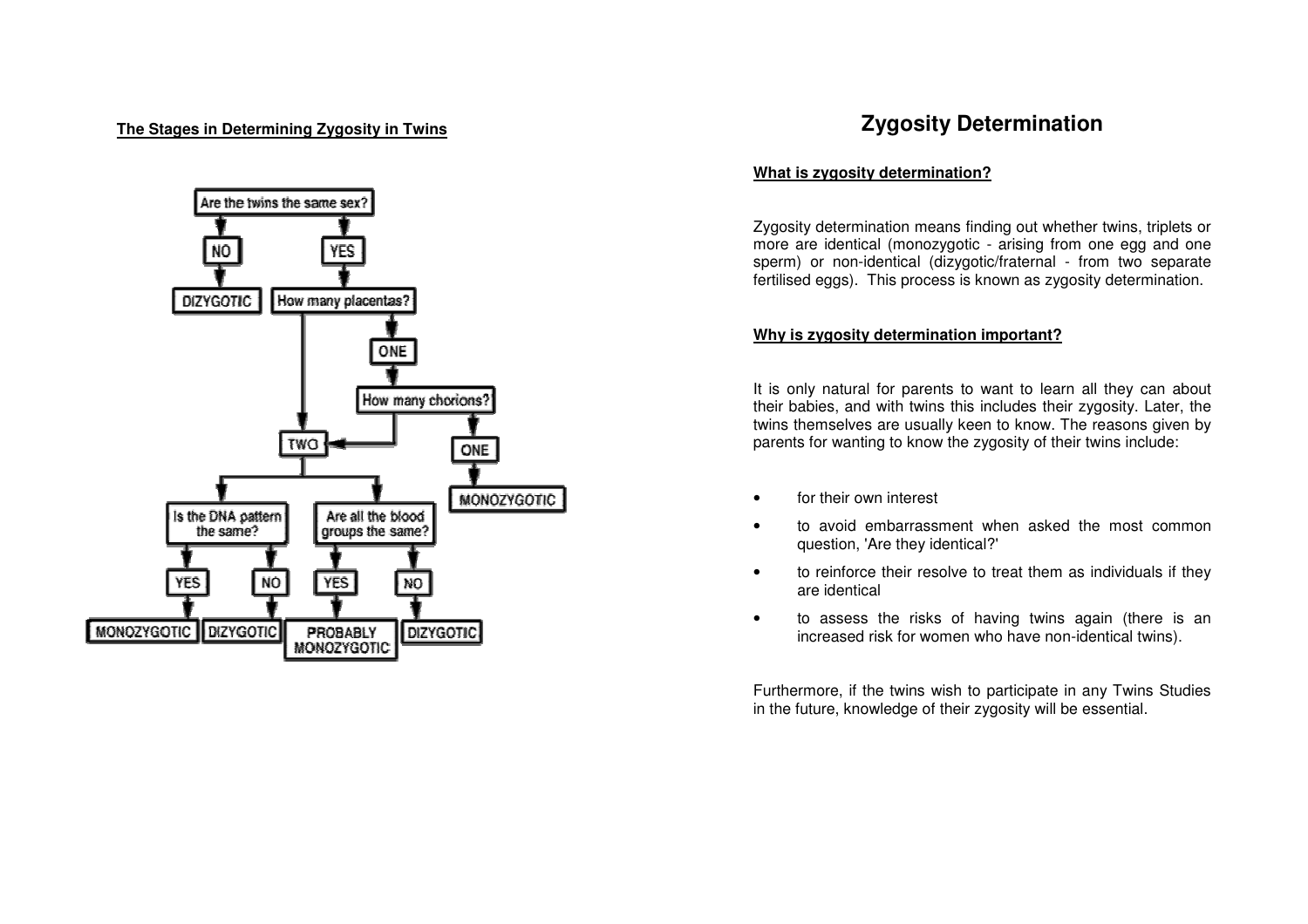### The Stages in Determining Zygosity in Twins

Are the twins the same sex?

- NO → DIZYGOTIC
- YES → How many placentas?
  - ONE → How many chorions?
    - ONE → MONOZYGOTIC
    - TWO
  - TWO
    - Is the DNA pattern the same?
      - YES → MONOZYGOTIC
      - NO → DIZYGOTIC
    - Are all the blood groups the same?
      - YES → PROBABLY MONOZYGOTIC
      - NO → DIZYGOTIC

# Zygosity Determination

### What is zygosity determination?

Zygosity determination means finding out whether twins, triplets or more are identical (monozygotic - arising from one egg and one sperm) or non-identical (dizygotic/fraternal - from two separate fertilised eggs). This process is known as zygosity determination.

### Why is zygosity determination important?

It is only natural for parents to want to learn all they can about their babies, and with twins this includes their zygosity. Later, the twins themselves are usually keen to know. The reasons given by parents for wanting to know the zygosity of their twins include:

- for their own interest
- to avoid embarrassment when asked the most common question, 'Are they identical?'
- to reinforce their resolve to treat them as individuals if they are identical
- to assess the risks of having twins again (there is an increased risk for women who have non-identical twins).

Furthermore, if the twins wish to participate in any Twins Studies in the future, knowledge of their zygosity will be essential.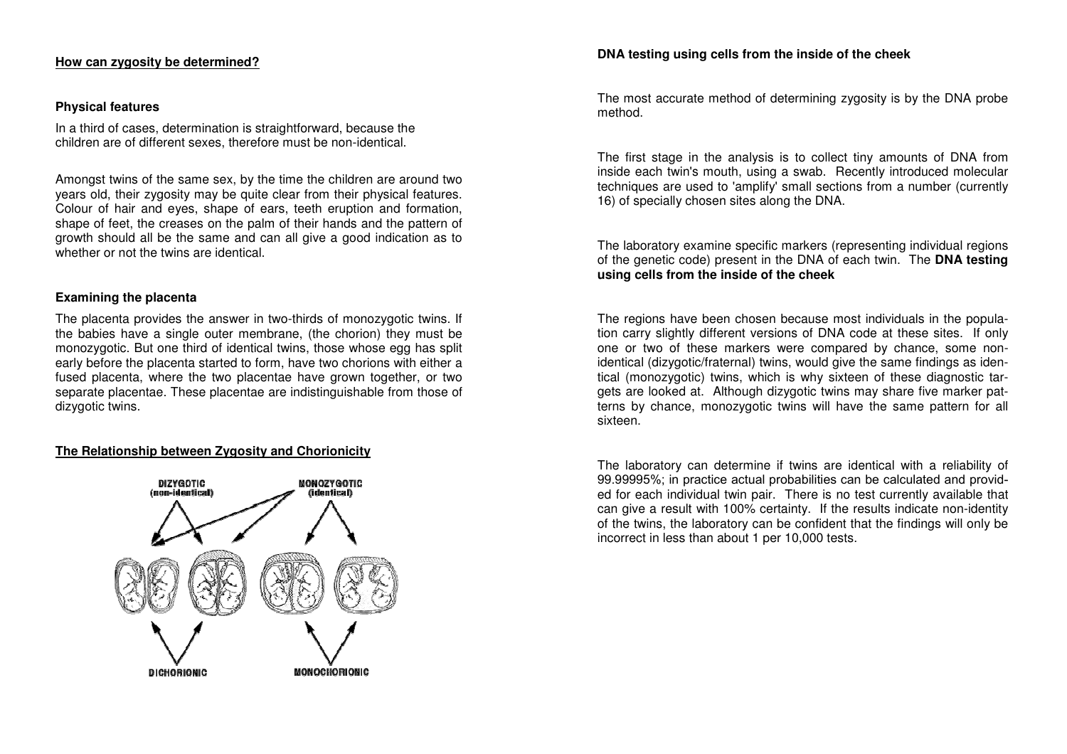## How can zygosity be determined?

### Physical features

In a third of cases, determination is straightforward, because the children are of different sexes, therefore must be non-identical.

Amongst twins of the same sex, by the time the children are around two years old, their zygosity may be quite clear from their physical features. Colour of hair and eyes, shape of ears, teeth eruption and formation, shape of feet, the creases on the palm of their hands and the pattern of growth should all be the same and can all give a good indication as to whether or not the twins are identical.

### Examining the placenta

The placenta provides the answer in two-thirds of monozygotic twins. If the babies have a single outer membrane, (the chorion) they must be monozygotic. But one third of identical twins, those whose egg has split early before the placenta started to form, have two chorions with either a fused placenta, where the two placentae have grown together, or two separate placentae. These placentae are indistinguishable from those of dizygotic twins.

## The Relationship between Zygosity and Chorionicity

DIZYGOTIC
(non-identical)

MONOZYGOTIC
(identical)

DICHORIONIC

MONOCHORIONIC

### DNA testing using cells from the inside of the cheek

The most accurate method of determining zygosity is by the DNA probe method.

The first stage in the analysis is to collect tiny amounts of DNA from inside each twin's mouth, using a swab. Recently introduced molecular techniques are used to 'amplify' small sections from a number (currently 16) of specially chosen sites along the DNA.

The laboratory examine specific markers (representing individual regions of the genetic code) present in the DNA of each twin. The **DNA testing using cells from the inside of the cheek**

The regions have been chosen because most individuals in the population carry slightly different versions of DNA code at these sites. If only one or two of these markers were compared by chance, some non-identical (dizygotic/fraternal) twins, would give the same findings as identical (monozygotic) twins, which is why sixteen of these diagnostic targets are looked at. Although dizygotic twins may share five marker patterns by chance, monozygotic twins will have the same pattern for all sixteen.

The laboratory can determine if twins are identical with a reliability of 99.99995%; in practice actual probabilities can be calculated and provided for each individual twin pair. There is no test currently available that can give a result with 100% certainty. If the results indicate non-identity of the twins, the laboratory can be confident that the findings will only be incorrect in less than about 1 per 10,000 tests.